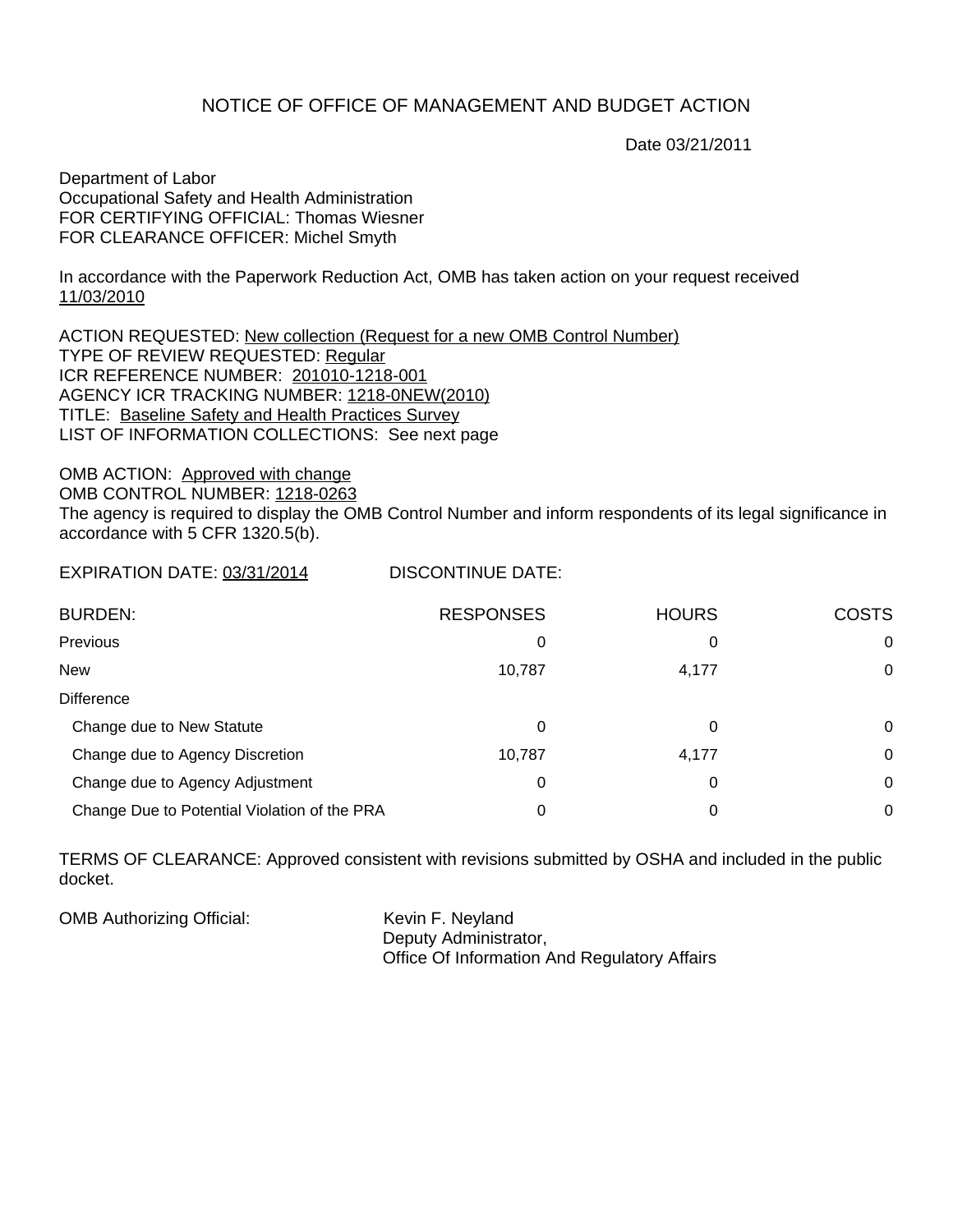# NOTICE OF OFFICE OF MANAGEMENT AND BUDGET ACTION

Date 03/21/2011

Department of Labor
Occupational Safety and Health Administration
FOR CERTIFYING OFFICIAL: Thomas Wiesner
FOR CLEARANCE OFFICER: Michel Smyth

In accordance with the Paperwork Reduction Act, OMB has taken action on your request received 11/03/2010

ACTION REQUESTED: New collection (Request for a new OMB Control Number)
TYPE OF REVIEW REQUESTED: Regular
ICR REFERENCE NUMBER: 201010-1218-001
AGENCY ICR TRACKING NUMBER: 1218-0NEW(2010)
TITLE: Baseline Safety and Health Practices Survey
LIST OF INFORMATION COLLECTIONS: See next page

OMB ACTION: Approved with change
OMB CONTROL NUMBER: 1218-0263
The agency is required to display the OMB Control Number and inform respondents of its legal significance in accordance with 5 CFR 1320.5(b).

EXPIRATION DATE: 03/31/2014 DISCONTINUE DATE:

| BURDEN: | RESPONSES | HOURS | COSTS |
|---|---|---|---|
| Previous | 0 | 0 | 0 |
| New | 10,787 | 4,177 | 0 |
| Difference | | | |
| Change due to New Statute | 0 | 0 | 0 |
| Change due to Agency Discretion | 10,787 | 4,177 | 0 |
| Change due to Agency Adjustment | 0 | 0 | 0 |
| Change Due to Potential Violation of the PRA | 0 | 0 | 0 |

TERMS OF CLEARANCE: Approved consistent with revisions submitted by OSHA and included in the public docket.

OMB Authorizing Official: Kevin F. Neyland
Deputy Administrator,
Office Of Information And Regulatory Affairs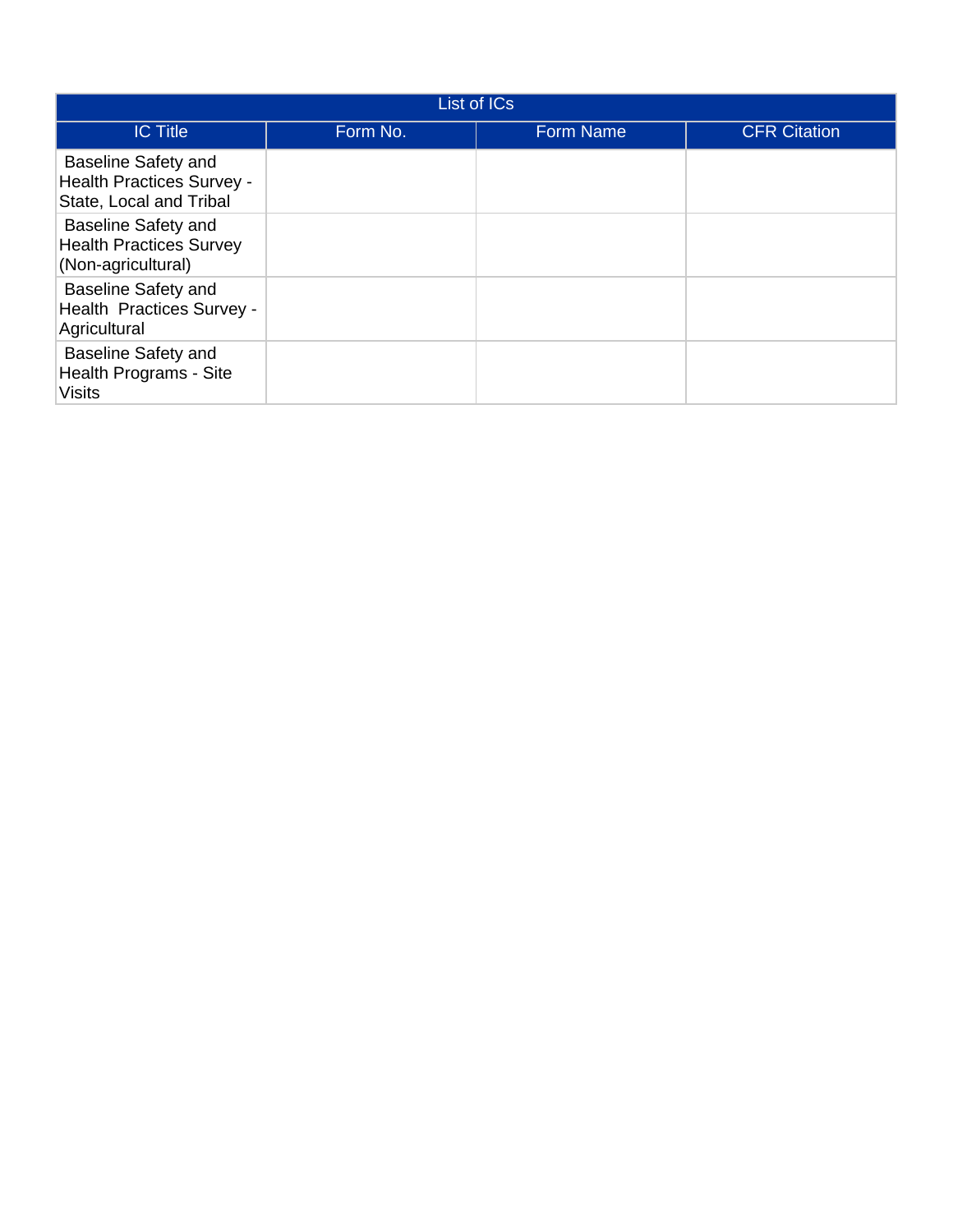| List of ICs | | | |
|---|---|---|---|
| IC Title | Form No. | Form Name | CFR Citation |
| Baseline Safety and Health Practices Survey - State, Local and Tribal | | | |
| Baseline Safety and Health Practices Survey (Non-agricultural) | | | |
| Baseline Safety and Health Practices Survey - Agricultural | | | |
| Baseline Safety and Health Programs - Site Visits | | | |